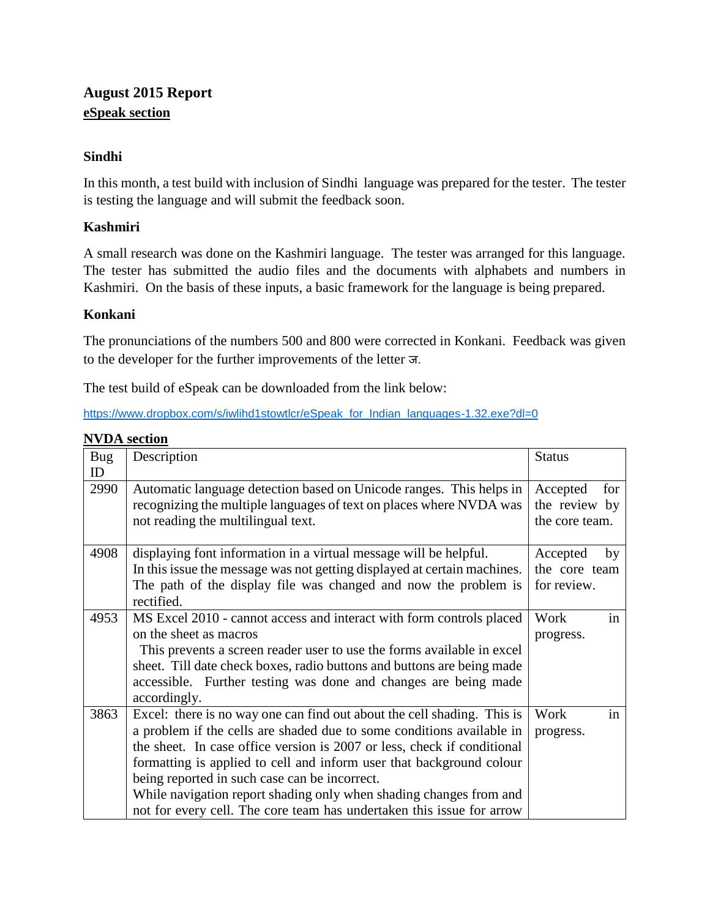## August 2015 Report

**eSpeak section**

### Sindhi

In this month, a test build with inclusion of Sindhi language was prepared for the tester. The tester is testing the language and will submit the feedback soon.

### Kashmiri

A small research was done on the Kashmiri language. The tester was arranged for this language. The tester has submitted the audio files and the documents with alphabets and numbers in Kashmiri. On the basis of these inputs, a basic framework for the language is being prepared.

### Konkani

The pronunciations of the numbers 500 and 800 were corrected in Konkani. Feedback was given to the developer for the further improvements of the letter ज.

The test build of eSpeak can be downloaded from the link below:

https://www.dropbox.com/s/iwlihd1stowtlcr/eSpeak_for_Indian_languages-1.32.exe?dl=0

**NVDA section**

| Bug ID | Description | Status |
|---|---|---|
| 2990 | Automatic language detection based on Unicode ranges. This helps in recognizing the multiple languages of text on places where NVDA was not reading the multilingual text. | Accepted for the review by the core team. |
| 4908 | displaying font information in a virtual message will be helpful. In this issue the message was not getting displayed at certain machines. The path of the display file was changed and now the problem is rectified. | Accepted by the core team for review. |
| 4953 | MS Excel 2010 - cannot access and interact with form controls placed on the sheet as macros This prevents a screen reader user to use the forms available in excel sheet. Till date check boxes, radio buttons and buttons are being made accessible. Further testing was done and changes are being made accordingly. | Work in progress. |
| 3863 | Excel: there is no way one can find out about the cell shading. This is a problem if the cells are shaded due to some conditions available in the sheet. In case office version is 2007 or less, check if conditional formatting is applied to cell and inform user that background colour being reported in such case can be incorrect. While navigation report shading only when shading changes from and not for every cell. The core team has undertaken this issue for arrow | Work in progress. |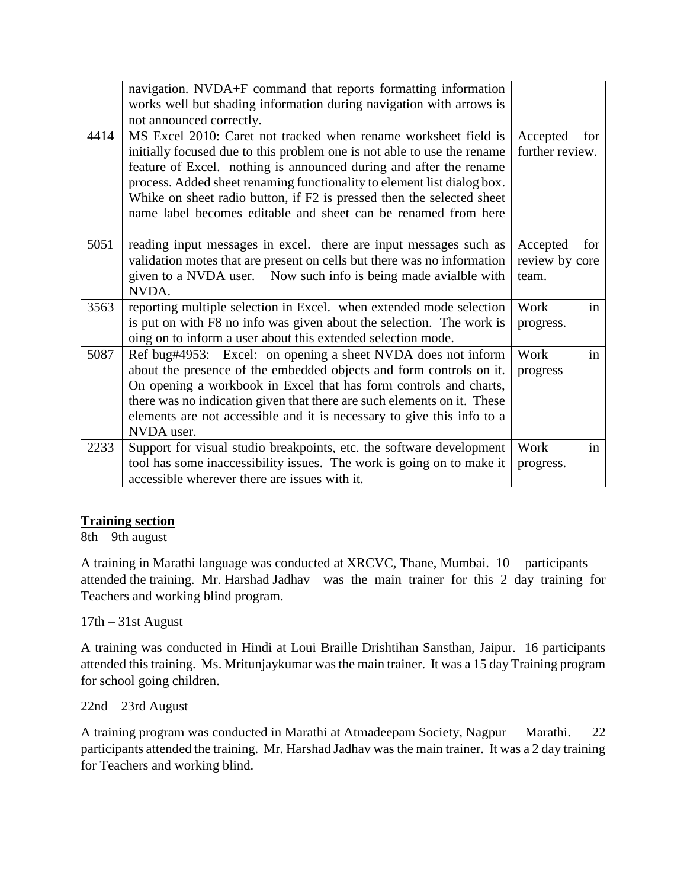| | | |
|---|---|---|
| | navigation. NVDA+F command that reports formatting information works well but shading information during navigation with arrows is not announced correctly. | |
| 4414 | MS Excel 2010: Caret not tracked when rename worksheet field is initially focused due to this problem one is not able to use the rename feature of Excel. nothing is announced during and after the rename process. Added sheet renaming functionality to element list dialog box. Whike on sheet radio button, if F2 is pressed then the selected sheet name label becomes editable and sheet can be renamed from here | Accepted for further review. |
| 5051 | reading input messages in excel. there are input messages such as validation motes that are present on cells but there was no information given to a NVDA user. Now such info is being made avialble with NVDA. | Accepted for review by core team. |
| 3563 | reporting multiple selection in Excel. when extended mode selection is put on with F8 no info was given about the selection. The work is oing on to inform a user about this extended selection mode. | Work in progress. |
| 5087 | Ref bug#4953: Excel: on opening a sheet NVDA does not inform about the presence of the embedded objects and form controls on it. On opening a workbook in Excel that has form controls and charts, there was no indication given that there are such elements on it. These elements are not accessible and it is necessary to give this info to a NVDA user. | Work in progress |
| 2233 | Support for visual studio breakpoints, etc. the software development tool has some inaccessibility issues. The work is going on to make it accessible wherever there are issues with it. | Work in progress. |

**<u>Training section</u>**

8th – 9th august

A training in Marathi language was conducted at XRCVC, Thane, Mumbai. 10 participants attended the training. Mr. Harshad Jadhav was the main trainer for this 2 day training for Teachers and working blind program.

17th – 31st August

A training was conducted in Hindi at Loui Braille Drishtihan Sansthan, Jaipur. 16 participants attended this training. Ms. Mritunjaykumar was the main trainer. It was a 15 day Training program for school going children.

22nd – 23rd August

A training program was conducted in Marathi at Atmadeepam Society, Nagpur Marathi. 22 participants attended the training. Mr. Harshad Jadhav was the main trainer. It was a 2 day training for Teachers and working blind.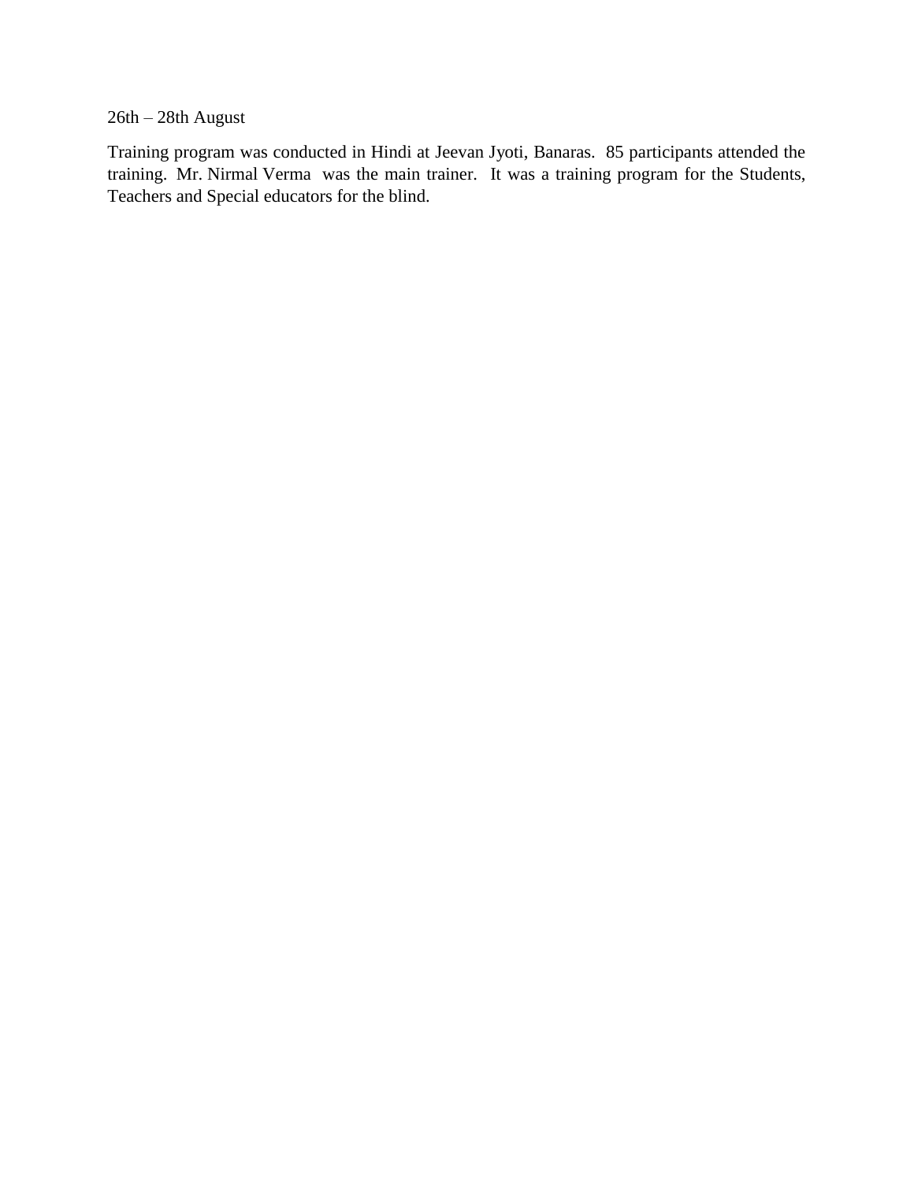26th – 28th August

Training program was conducted in Hindi at Jeevan Jyoti, Banaras. 85 participants attended the training. Mr. Nirmal Verma was the main trainer. It was a training program for the Students, Teachers and Special educators for the blind.